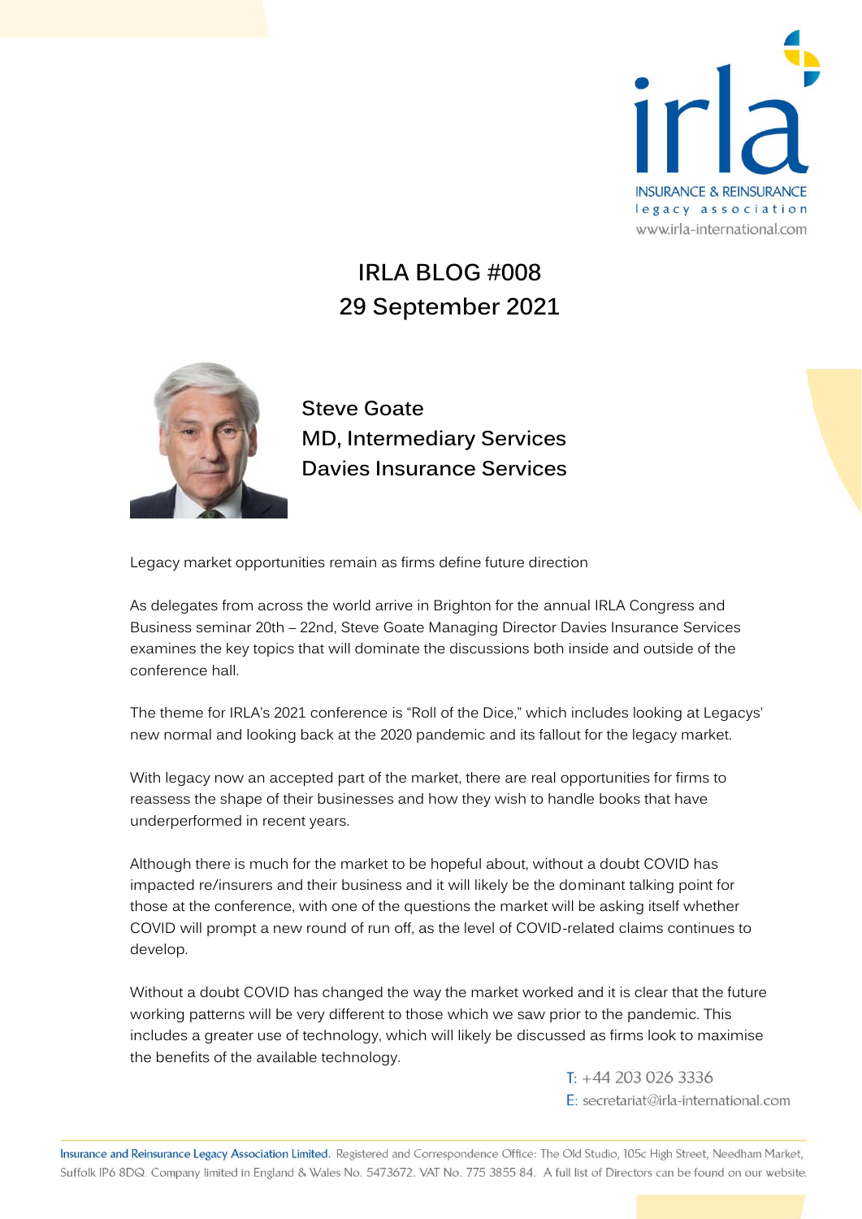# IRLA BLOG #008

## 29 September 2021

**Steve Goate**
**MD, Intermediary Services**
**Davies Insurance Services**

Legacy market opportunities remain as firms define future direction

As delegates from across the world arrive in Brighton for the annual IRLA Congress and Business seminar 20th – 22nd, Steve Goate Managing Director Davies Insurance Services examines the key topics that will dominate the discussions both inside and outside of the conference hall.

The theme for IRLA's 2021 conference is "Roll of the Dice," which includes looking at Legacys' new normal and looking back at the 2020 pandemic and its fallout for the legacy market.

With legacy now an accepted part of the market, there are real opportunities for firms to reassess the shape of their businesses and how they wish to handle books that have underperformed in recent years.

Although there is much for the market to be hopeful about, without a doubt COVID has impacted re/insurers and their business and it will likely be the dominant talking point for those at the conference, with one of the questions the market will be asking itself whether COVID will prompt a new round of run off, as the level of COVID-related claims continues to develop.

Without a doubt COVID has changed the way the market worked and it is clear that the future working patterns will be very different to those which we saw prior to the pandemic. This includes a greater use of technology, which will likely be discussed as firms look to maximise the benefits of the available technology.

T: +44 203 026 3336
E: secretariat@irla-international.com

Insurance and Reinsurance Legacy Association Limited. Registered and Correspondence Office: The Old Studio, 105c High Street, Needham Market, Suffolk IP6 8DQ. Company limited in England & Wales No. 5473672. VAT No. 775 3855 84. A full list of Directors can be found on our website.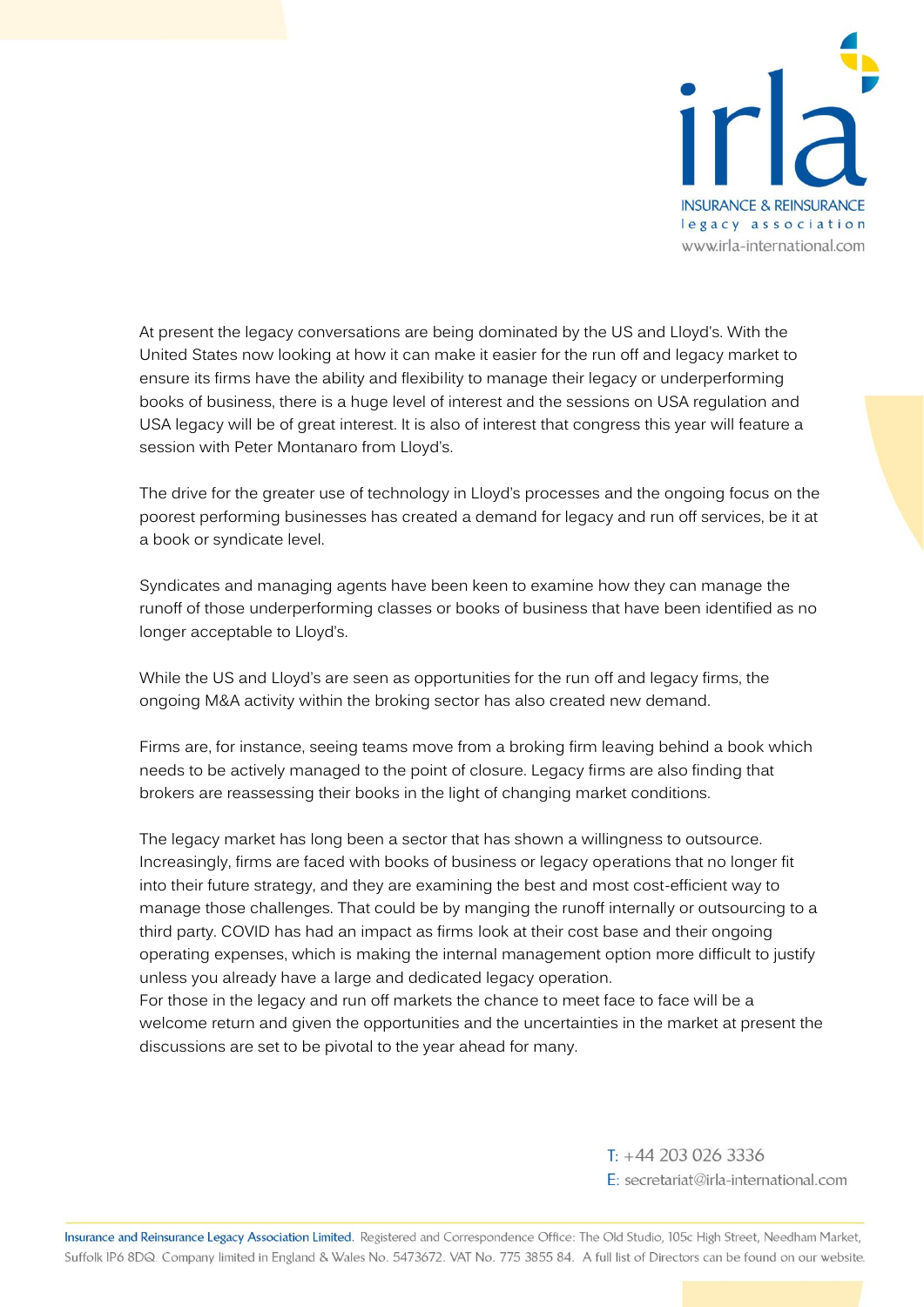At present the legacy conversations are being dominated by the US and Lloyd's. With the United States now looking at how it can make it easier for the run off and legacy market to ensure its firms have the ability and flexibility to manage their legacy or underperforming books of business, there is a huge level of interest and the sessions on USA regulation and USA legacy will be of great interest. It is also of interest that congress this year will feature a session with Peter Montanaro from Lloyd's.

The drive for the greater use of technology in Lloyd's processes and the ongoing focus on the poorest performing businesses has created a demand for legacy and run off services, be it at a book or syndicate level.

Syndicates and managing agents have been keen to examine how they can manage the runoff of those underperforming classes or books of business that have been identified as no longer acceptable to Lloyd's.

While the US and Lloyd's are seen as opportunities for the run off and legacy firms, the ongoing M&A activity within the broking sector has also created new demand.

Firms are, for instance, seeing teams move from a broking firm leaving behind a book which needs to be actively managed to the point of closure. Legacy firms are also finding that brokers are reassessing their books in the light of changing market conditions.

The legacy market has long been a sector that has shown a willingness to outsource. Increasingly, firms are faced with books of business or legacy operations that no longer fit into their future strategy, and they are examining the best and most cost-efficient way to manage those challenges. That could be by manging the runoff internally or outsourcing to a third party. COVID has had an impact as firms look at their cost base and their ongoing operating expenses, which is making the internal management option more difficult to justify unless you already have a large and dedicated legacy operation.
For those in the legacy and run off markets the chance to meet face to face will be a welcome return and given the opportunities and the uncertainties in the market at present the discussions are set to be pivotal to the year ahead for many.

T: +44 203 026 3336
E: secretariat@irla-international.com